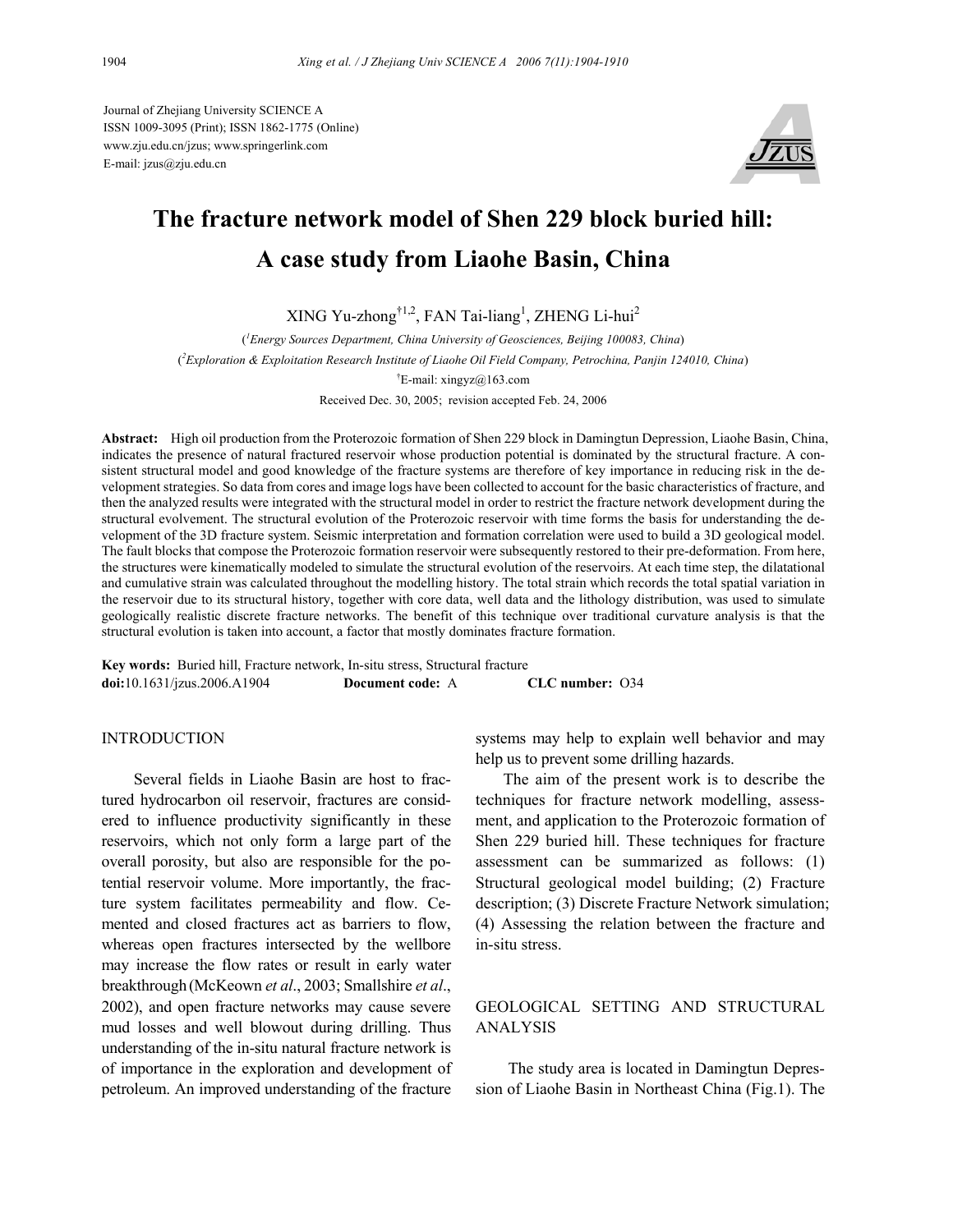Journal of Zhejiang University SCIENCE A
ISSN 1009-3095 (Print); ISSN 1862-1775 (Online)
www.zju.edu.cn/jzus; www.springerlink.com
E-mail: jzus@zju.edu.cn

# The fracture network model of Shen 229 block buried hill: A case study from Liaohe Basin, China

XING Yu-zhong[†1,2], FAN Tai-liang[1], ZHENG Li-hui[2]

([1]*Energy Sources Department, China University of Geosciences, Beijing 100083, China*)

([2]*Exploration & Exploitation Research Institute of Liaohe Oil Field Company, Petrochina, Panjin 124010, China*)

[†]E-mail: xingyz@163.com

Received Dec. 30, 2005; revision accepted Feb. 24, 2006

**Abstract:** High oil production from the Proterozoic formation of Shen 229 block in Damingtun Depression, Liaohe Basin, China, indicates the presence of natural fractured reservoir whose production potential is dominated by the structural fracture. A consistent structural model and good knowledge of the fracture systems are therefore of key importance in reducing risk in the development strategies. So data from cores and image logs have been collected to account for the basic characteristics of fracture, and then the analyzed results were integrated with the structural model in order to restrict the fracture network development during the structural evolvement. The structural evolution of the Proterozoic reservoir with time forms the basis for understanding the development of the 3D fracture system. Seismic interpretation and formation correlation were used to build a 3D geological model. The fault blocks that compose the Proterozoic formation reservoir were subsequently restored to their pre-deformation. From here, the structures were kinematically modeled to simulate the structural evolution of the reservoirs. At each time step, the dilatational and cumulative strain was calculated throughout the modelling history. The total strain which records the total spatial variation in the reservoir due to its structural history, together with core data, well data and the lithology distribution, was used to simulate geologically realistic discrete fracture networks. The benefit of this technique over traditional curvature analysis is that the structural evolution is taken into account, a factor that mostly dominates fracture formation.

**Key words:** Buried hill, Fracture network, In-situ stress, Structural fracture

**doi:**10.1631/jzus.2006.A1904 **Document code:** A **CLC number:** O34

## INTRODUCTION

Several fields in Liaohe Basin are host to fractured hydrocarbon oil reservoir, fractures are considered to influence productivity significantly in these reservoirs, which not only form a large part of the overall porosity, but also are responsible for the potential reservoir volume. More importantly, the fracture system facilitates permeability and flow. Cemented and closed fractures act as barriers to flow, whereas open fractures intersected by the wellbore may increase the flow rates or result in early water breakthrough (McKeown *et al*., 2003; Smallshire *et al*., 2002), and open fracture networks may cause severe mud losses and well blowout during drilling. Thus understanding of the in-situ natural fracture network is of importance in the exploration and development of petroleum. An improved understanding of the fracture systems may help to explain well behavior and may help us to prevent some drilling hazards.

The aim of the present work is to describe the techniques for fracture network modelling, assessment, and application to the Proterozoic formation of Shen 229 buried hill. These techniques for fracture assessment can be summarized as follows: (1) Structural geological model building; (2) Fracture description; (3) Discrete Fracture Network simulation; (4) Assessing the relation between the fracture and in-situ stress.

## GEOLOGICAL SETTING AND STRUCTURAL ANALYSIS

The study area is located in Damingtun Depression of Liaohe Basin in Northeast China (Fig.1). The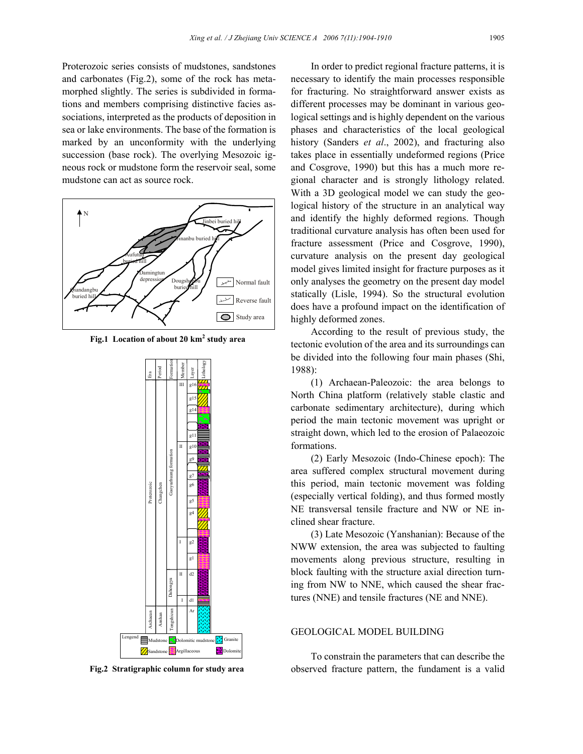Proterozoic series consists of mudstones, sandstones and carbonates (Fig.2), some of the rock has metamorphed slightly. The series is subdivided in formations and members comprising distinctive facies associations, interpreted as the products of deposition in sea or lake environments. The base of the formation is marked by an unconformity with the underlying succession (base rock). The overlying Mesozoic igneous rock or mudstone form the reservoir seal, some mudstone can act as source rock.

**Fig.1 Location of about 20 km$^2$ study area**

**Fig.2 Stratigraphic column for study area**

In order to predict regional fracture patterns, it is necessary to identify the main processes responsible for fracturing. No straightforward answer exists as different processes may be dominant in various geological settings and is highly dependent on the various phases and characteristics of the local geological history (Sanders *et al*., 2002), and fracturing also takes place in essentially undeformed regions (Price and Cosgrove, 1990) but this has a much more regional character and is strongly lithology related. With a 3D geological model we can study the geological history of the structure in an analytical way and identify the highly deformed regions. Though traditional curvature analysis has often been used for fracture assessment (Price and Cosgrove, 1990), curvature analysis on the present day geological model gives limited insight for fracture purposes as it only analyses the geometry on the present day model statically (Lisle, 1994). So the structural evolution does have a profound impact on the identification of highly deformed zones.

According to the result of previous study, the tectonic evolution of the area and its surroundings can be divided into the following four main phases (Shi, 1988):

(1) Archaean-Paleozoic: the area belongs to North China platform (relatively stable clastic and carbonate sedimentary architecture), during which period the main tectonic movement was upright or straight down, which led to the erosion of Palaeozoic formations.

(2) Early Mesozoic (Indo-Chinese epoch): The area suffered complex structural movement during this period, main tectonic movement was folding (especially vertical folding), and thus formed mostly NE transversal tensile fracture and NW or NE inclined shear fracture.

(3) Late Mesozoic (Yanshanian): Because of the NWW extension, the area was subjected to faulting movements along previous structure, resulting in block faulting with the structure axial direction turning from NW to NNE, which caused the shear fractures (NNE) and tensile fractures (NE and NNE).

## GEOLOGICAL MODEL BUILDING

To constrain the parameters that can describe the observed fracture pattern, the fundament is a valid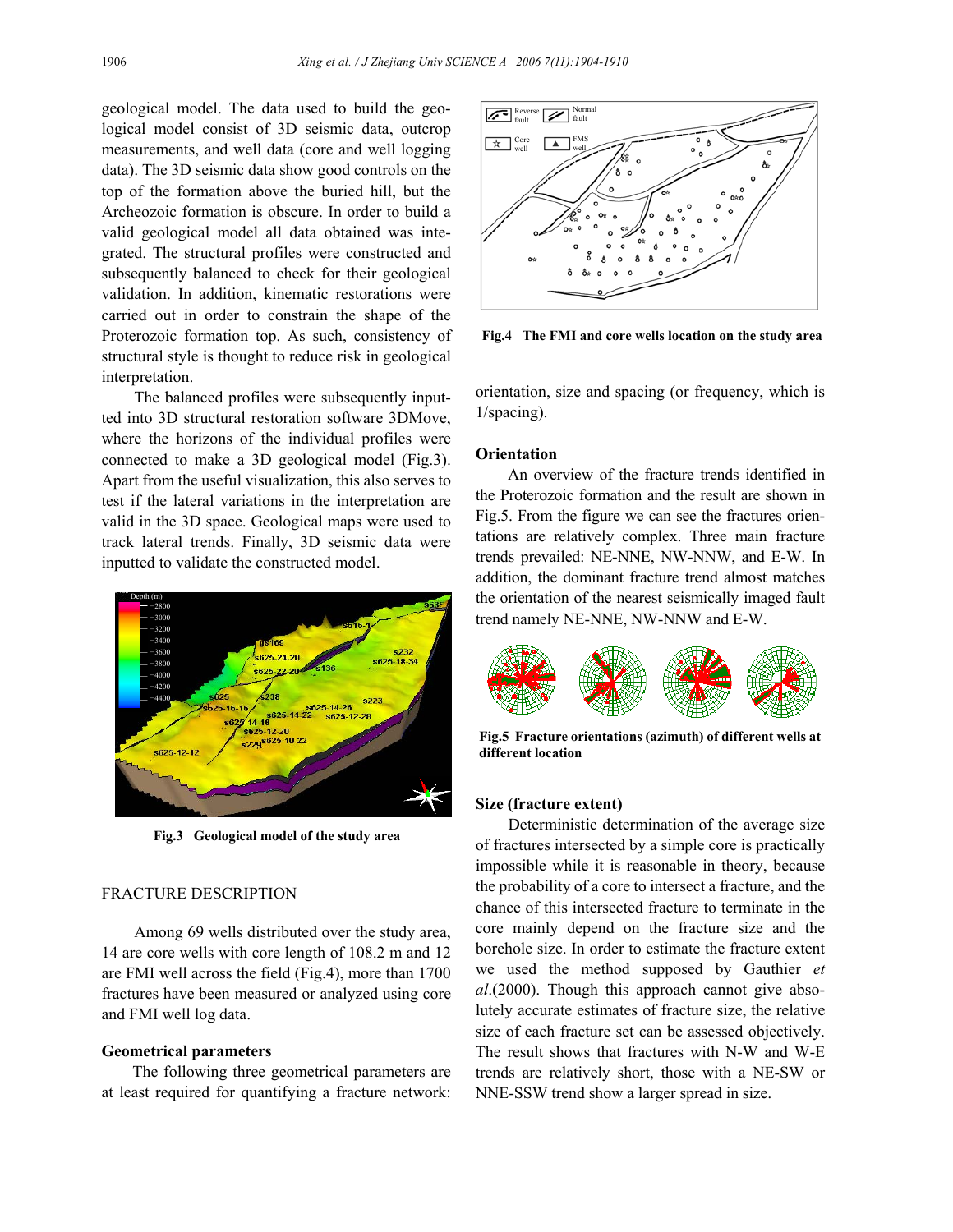geological model. The data used to build the geological model consist of 3D seismic data, outcrop measurements, and well data (core and well logging data). The 3D seismic data show good controls on the top of the formation above the buried hill, but the Archeozoic formation is obscure. In order to build a valid geological model all data obtained was integrated. The structural profiles were constructed and subsequently balanced to check for their geological validation. In addition, kinematic restorations were carried out in order to constrain the shape of the Proterozoic formation top. As such, consistency of structural style is thought to reduce risk in geological interpretation.

The balanced profiles were subsequently inputted into 3D structural restoration software 3DMove, where the horizons of the individual profiles were connected to make a 3D geological model (Fig.3). Apart from the useful visualization, this also serves to test if the lateral variations in the interpretation are valid in the 3D space. Geological maps were used to track lateral trends. Finally, 3D seismic data were inputted to validate the constructed model.

**Fig.3 Geological model of the study area**

## FRACTURE DESCRIPTION

Among 69 wells distributed over the study area, 14 are core wells with core length of 108.2 m and 12 are FMI well across the field (Fig.4), more than 1700 fractures have been measured or analyzed using core and FMI well log data.

### Geometrical parameters

The following three geometrical parameters are at least required for quantifying a fracture network: orientation, size and spacing (or frequency, which is 1/spacing).

**Fig.4 The FMI and core wells location on the study area**

### Orientation

An overview of the fracture trends identified in the Proterozoic formation and the result are shown in Fig.5. From the figure we can see the fractures orientations are relatively complex. Three main fracture trends prevailed: NE-NNE, NW-NNW, and E-W. In addition, the dominant fracture trend almost matches the orientation of the nearest seismically imaged fault trend namely NE-NNE, NW-NNW and E-W.

**Fig.5 Fracture orientations (azimuth) of different wells at different location**

### Size (fracture extent)

Deterministic determination of the average size of fractures intersected by a simple core is practically impossible while it is reasonable in theory, because the probability of a core to intersect a fracture, and the chance of this intersected fracture to terminate in the core mainly depend on the fracture size and the borehole size. In order to estimate the fracture extent we used the method supposed by Gauthier *et al*.(2000). Though this approach cannot give absolutely accurate estimates of fracture size, the relative size of each fracture set can be assessed objectively. The result shows that fractures with N-W and W-E trends are relatively short, those with a NE-SW or NNE-SSW trend show a larger spread in size.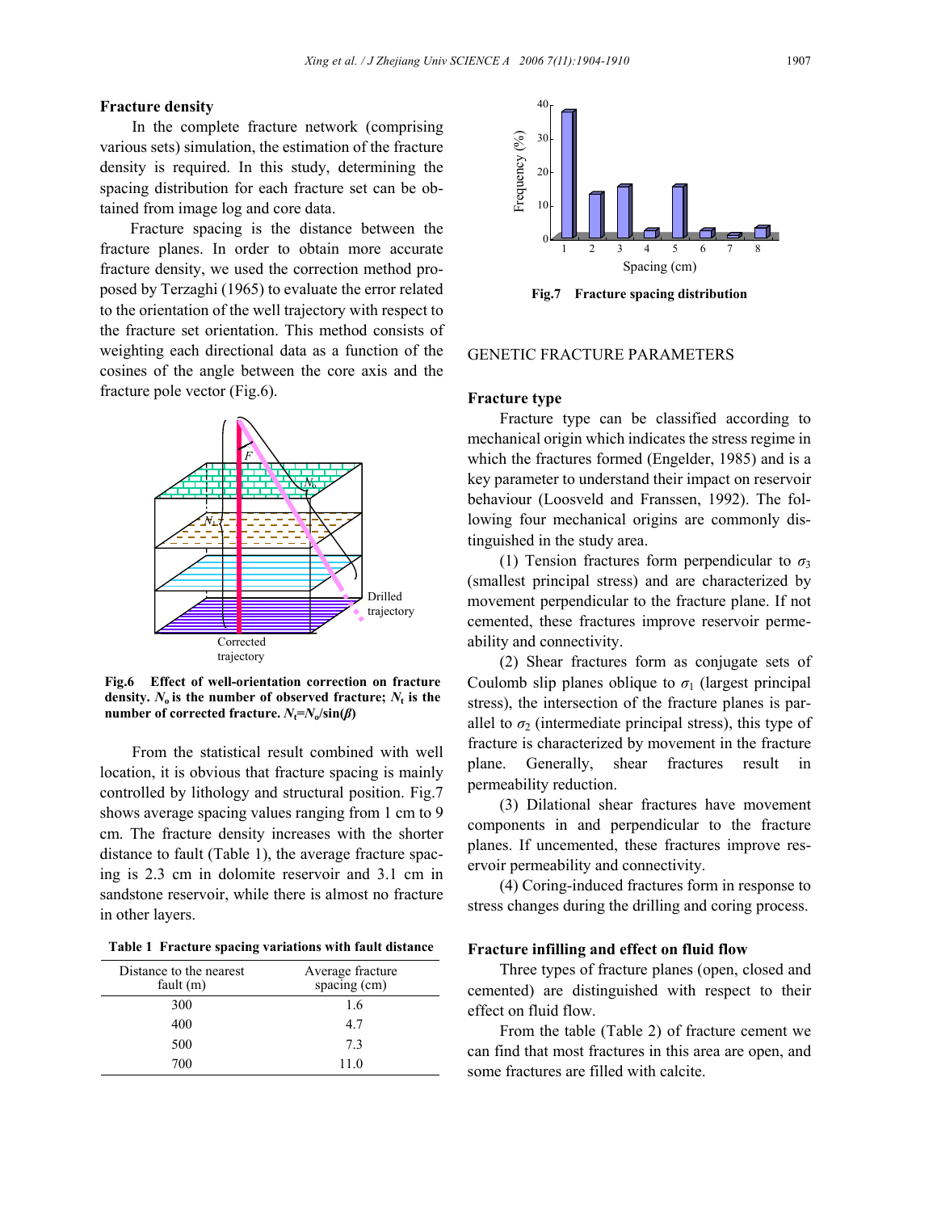### Fracture density

In the complete fracture network (comprising various sets) simulation, the estimation of the fracture density is required. In this study, determining the spacing distribution for each fracture set can be obtained from image log and core data.

Fracture spacing is the distance between the fracture planes. In order to obtain more accurate fracture density, we used the correction method proposed by Terzaghi (1965) to evaluate the error related to the orientation of the well trajectory with respect to the fracture set orientation. This method consists of weighting each directional data as a function of the cosines of the angle between the core axis and the fracture pole vector (Fig.6).

**Fig.6 Effect of well-orientation correction on fracture density. $N_o$ is the number of observed fracture; $N_t$ is the number of corrected fracture. $N_t=N_o/\sin(\beta)$**

From the statistical result combined with well location, it is obvious that fracture spacing is mainly controlled by lithology and structural position. Fig.7 shows average spacing values ranging from 1 cm to 9 cm. The fracture density increases with the shorter distance to fault (Table 1), the average fracture spacing is 2.3 cm in dolomite reservoir and 3.1 cm in sandstone reservoir, while there is almost no fracture in other layers.

**Table 1 Fracture spacing variations with fault distance**

| Distance to the nearest fault (m) | Average fracture spacing (cm) |
|---|---|
| 300 | 1.6 |
| 400 | 4.7 |
| 500 | 7.3 |
| 700 | 11.0 |

**Fig.7 Fracture spacing distribution**

## GENETIC FRACTURE PARAMETERS

### Fracture type

Fracture type can be classified according to mechanical origin which indicates the stress regime in which the fractures formed (Engelder, 1985) and is a key parameter to understand their impact on reservoir behaviour (Loosveld and Franssen, 1992). The following four mechanical origins are commonly distinguished in the study area.

(1) Tension fractures form perpendicular to $\sigma_3$ (smallest principal stress) and are characterized by movement perpendicular to the fracture plane. If not cemented, these fractures improve reservoir permeability and connectivity.

(2) Shear fractures form as conjugate sets of Coulomb slip planes oblique to $\sigma_1$ (largest principal stress), the intersection of the fracture planes is parallel to $\sigma_2$ (intermediate principal stress), this type of fracture is characterized by movement in the fracture plane. Generally, shear fractures result in permeability reduction.

(3) Dilational shear fractures have movement components in and perpendicular to the fracture planes. If uncemented, these fractures improve reservoir permeability and connectivity.

(4) Coring-induced fractures form in response to stress changes during the drilling and coring process.

### Fracture infilling and effect on fluid flow

Three types of fracture planes (open, closed and cemented) are distinguished with respect to their effect on fluid flow.

From the table (Table 2) of fracture cement we can find that most fractures in this area are open, and some fractures are filled with calcite.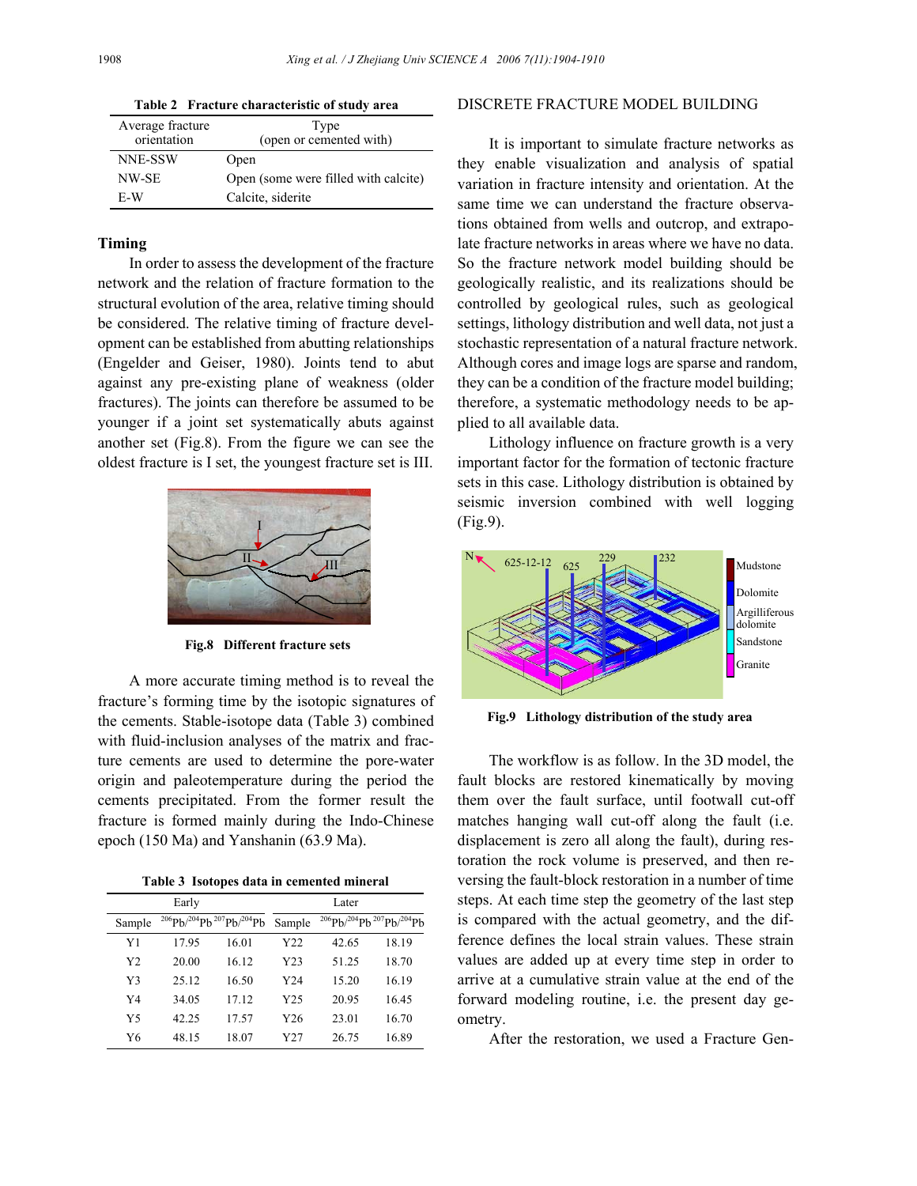**Table 2 Fracture characteristic of study area**

| Average fracture orientation | Type (open or cemented with) |
|---|---|
| NNE-SSW | Open |
| NW-SE | Open (some were filled with calcite) |
| E-W | Calcite, siderite |

### Timing

In order to assess the development of the fracture network and the relation of fracture formation to the structural evolution of the area, relative timing should be considered. The relative timing of fracture development can be established from abutting relationships (Engelder and Geiser, 1980). Joints tend to abut against any pre-existing plane of weakness (older fractures). The joints can therefore be assumed to be younger if a joint set systematically abuts against another set (Fig.8). From the figure we can see the oldest fracture is I set, the youngest fracture set is III.

**Fig.8 Different fracture sets**

A more accurate timing method is to reveal the fracture's forming time by the isotopic signatures of the cements. Stable-isotope data (Table 3) combined with fluid-inclusion analyses of the matrix and fracture cements are used to determine the pore-water origin and paleotemperature during the period the cements precipitated. From the former result the fracture is formed mainly during the Indo-Chinese epoch (150 Ma) and Yanshanin (63.9 Ma).

**Table 3 Isotopes data in cemented mineral**

| Early | | | Later | | |
|---|---|---|---|---|---|
| Sample | $^{206}Pb/^{204}Pb$ | $^{207}Pb/^{204}Pb$ | Sample | $^{206}Pb/^{204}Pb$ | $^{207}Pb/^{204}Pb$ |
| Y1 | 17.95 | 16.01 | Y22 | 42.65 | 18.19 |
| Y2 | 20.00 | 16.12 | Y23 | 51.25 | 18.70 |
| Y3 | 25.12 | 16.50 | Y24 | 15.20 | 16.19 |
| Y4 | 34.05 | 17.12 | Y25 | 20.95 | 16.45 |
| Y5 | 42.25 | 17.57 | Y26 | 23.01 | 16.70 |
| Y6 | 48.15 | 18.07 | Y27 | 26.75 | 16.89 |

## DISCRETE FRACTURE MODEL BUILDING

It is important to simulate fracture networks as they enable visualization and analysis of spatial variation in fracture intensity and orientation. At the same time we can understand the fracture observations obtained from wells and outcrop, and extrapolate fracture networks in areas where we have no data. So the fracture network model building should be geologically realistic, and its realizations should be controlled by geological rules, such as geological settings, lithology distribution and well data, not just a stochastic representation of a natural fracture network. Although cores and image logs are sparse and random, they can be a condition of the fracture model building; therefore, a systematic methodology needs to be applied to all available data.

Lithology influence on fracture growth is a very important factor for the formation of tectonic fracture sets in this case. Lithology distribution is obtained by seismic inversion combined with well logging (Fig.9).

**Fig.9 Lithology distribution of the study area**

The workflow is as follow. In the 3D model, the fault blocks are restored kinematically by moving them over the fault surface, until footwall cut-off matches hanging wall cut-off along the fault (i.e. displacement is zero all along the fault), during restoration the rock volume is preserved, and then reversing the fault-block restoration in a number of time steps. At each time step the geometry of the last step is compared with the actual geometry, and the difference defines the local strain values. These strain values are added up at every time step in order to arrive at a cumulative strain value at the end of the forward modeling routine, i.e. the present day geometry.

After the restoration, we used a Fracture Gen-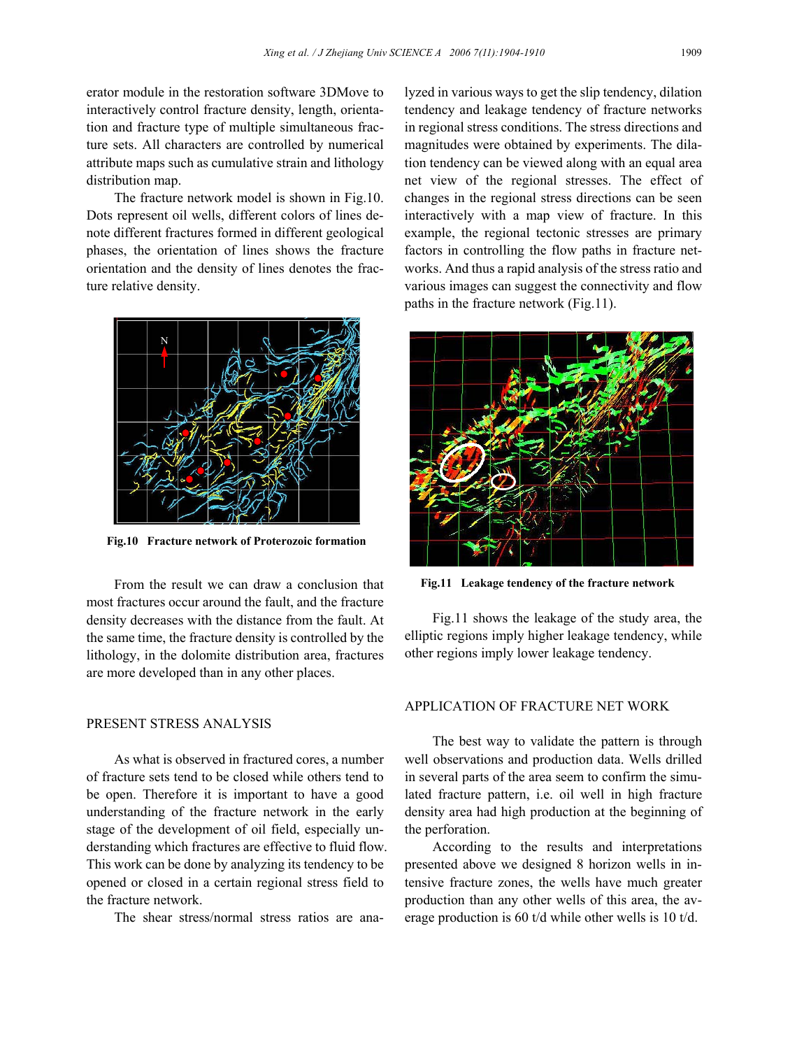erator module in the restoration software 3DMove to interactively control fracture density, length, orientation and fracture type of multiple simultaneous fracture sets. All characters are controlled by numerical attribute maps such as cumulative strain and lithology distribution map.

The fracture network model is shown in Fig.10. Dots represent oil wells, different colors of lines denote different fractures formed in different geological phases, the orientation of lines shows the fracture orientation and the density of lines denotes the fracture relative density.

**Fig.10 Fracture network of Proterozoic formation**

From the result we can draw a conclusion that most fractures occur around the fault, and the fracture density decreases with the distance from the fault. At the same time, the fracture density is controlled by the lithology, in the dolomite distribution area, fractures are more developed than in any other places.

## PRESENT STRESS ANALYSIS

As what is observed in fractured cores, a number of fracture sets tend to be closed while others tend to be open. Therefore it is important to have a good understanding of the fracture network in the early stage of the development of oil field, especially understanding which fractures are effective to fluid flow. This work can be done by analyzing its tendency to be opened or closed in a certain regional stress field to the fracture network.

The shear stress/normal stress ratios are analyzed in various ways to get the slip tendency, dilation tendency and leakage tendency of fracture networks in regional stress conditions. The stress directions and magnitudes were obtained by experiments. The dilation tendency can be viewed along with an equal area net view of the regional stresses. The effect of changes in the regional stress directions can be seen interactively with a map view of fracture. In this example, the regional tectonic stresses are primary factors in controlling the flow paths in fracture networks. And thus a rapid analysis of the stress ratio and various images can suggest the connectivity and flow paths in the fracture network (Fig.11).

**Fig.11 Leakage tendency of the fracture network**

Fig.11 shows the leakage of the study area, the elliptic regions imply higher leakage tendency, while other regions imply lower leakage tendency.

## APPLICATION OF FRACTURE NET WORK

The best way to validate the pattern is through well observations and production data. Wells drilled in several parts of the area seem to confirm the simulated fracture pattern, i.e. oil well in high fracture density area had high production at the beginning of the perforation.

According to the results and interpretations presented above we designed 8 horizon wells in intensive fracture zones, the wells have much greater production than any other wells of this area, the average production is 60 t/d while other wells is 10 t/d.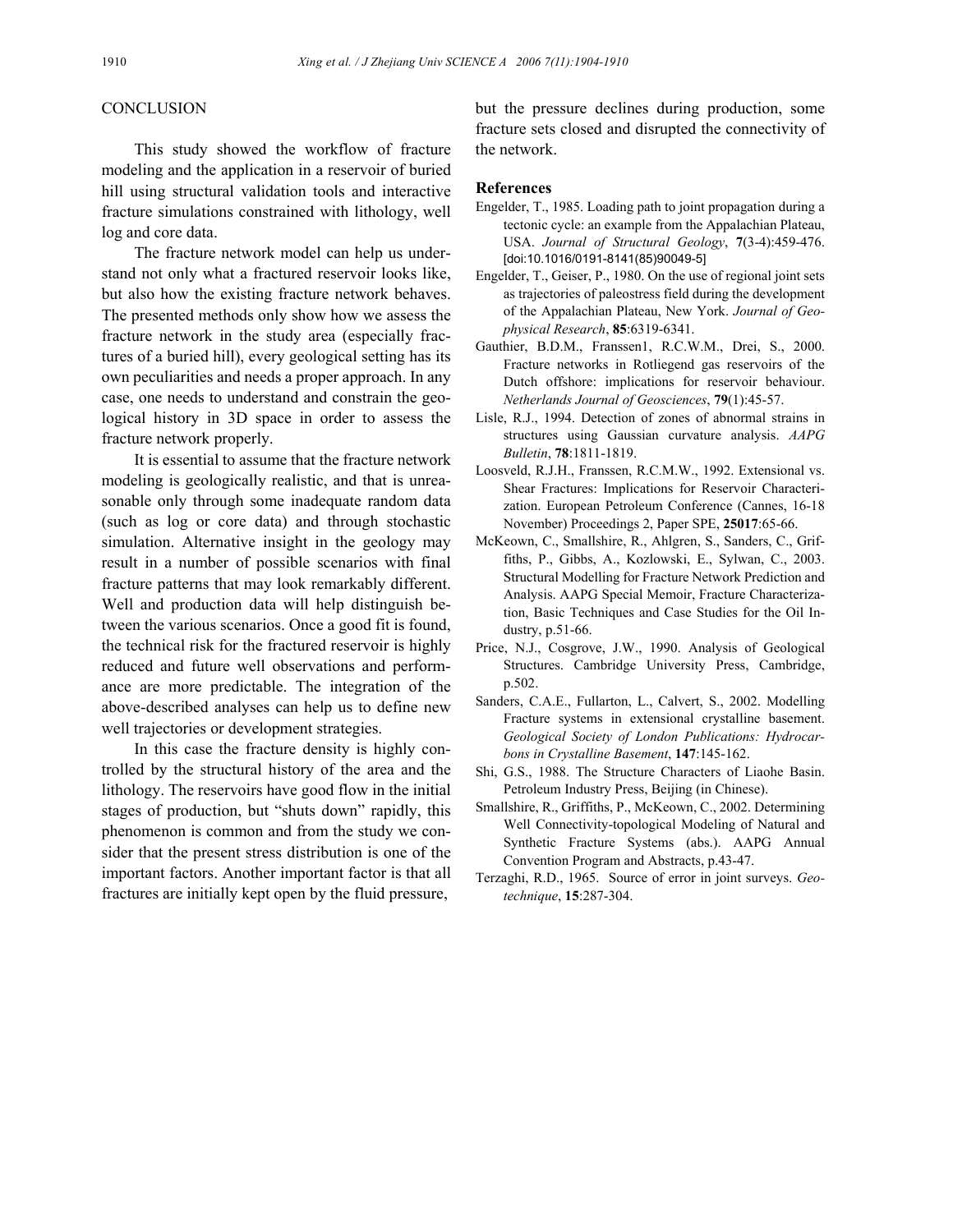## CONCLUSION

This study showed the workflow of fracture modeling and the application in a reservoir of buried hill using structural validation tools and interactive fracture simulations constrained with lithology, well log and core data.

The fracture network model can help us understand not only what a fractured reservoir looks like, but also how the existing fracture network behaves. The presented methods only show how we assess the fracture network in the study area (especially fractures of a buried hill), every geological setting has its own peculiarities and needs a proper approach. In any case, one needs to understand and constrain the geological history in 3D space in order to assess the fracture network properly.

It is essential to assume that the fracture network modeling is geologically realistic, and that is unreasonable only through some inadequate random data (such as log or core data) and through stochastic simulation. Alternative insight in the geology may result in a number of possible scenarios with final fracture patterns that may look remarkably different. Well and production data will help distinguish between the various scenarios. Once a good fit is found, the technical risk for the fractured reservoir is highly reduced and future well observations and performance are more predictable. The integration of the above-described analyses can help us to define new well trajectories or development strategies.

In this case the fracture density is highly controlled by the structural history of the area and the lithology. The reservoirs have good flow in the initial stages of production, but "shuts down" rapidly, this phenomenon is common and from the study we consider that the present stress distribution is one of the important factors. Another important factor is that all fractures are initially kept open by the fluid pressure, but the pressure declines during production, some fracture sets closed and disrupted the connectivity of the network.

## References

Engelder, T., 1985. Loading path to joint propagation during a tectonic cycle: an example from the Appalachian Plateau, USA. *Journal of Structural Geology*, **7**(3-4):459-476. [doi:10.1016/0191-8141(85)90049-5]

Engelder, T., Geiser, P., 1980. On the use of regional joint sets as trajectories of paleostress field during the development of the Appalachian Plateau, New York. *Journal of Geophysical Research*, **85**:6319-6341.

Gauthier, B.D.M., Franssen1, R.C.W.M., Drei, S., 2000. Fracture networks in Rotliegend gas reservoirs of the Dutch offshore: implications for reservoir behaviour. *Netherlands Journal of Geosciences*, **79**(1):45-57.

Lisle, R.J., 1994. Detection of zones of abnormal strains in structures using Gaussian curvature analysis. *AAPG Bulletin*, **78**:1811-1819.

Loosveld, R.J.H., Franssen, R.C.M.W., 1992. Extensional vs. Shear Fractures: Implications for Reservoir Characterization. European Petroleum Conference (Cannes, 16-18 November) Proceedings 2, Paper SPE, **25017**:65-66.

McKeown, C., Smallshire, R., Ahlgren, S., Sanders, C., Griffiths, P., Gibbs, A., Kozlowski, E., Sylwan, C., 2003. Structural Modelling for Fracture Network Prediction and Analysis. AAPG Special Memoir, Fracture Characterization, Basic Techniques and Case Studies for the Oil Industry, p.51-66.

Price, N.J., Cosgrove, J.W., 1990. Analysis of Geological Structures. Cambridge University Press, Cambridge, p.502.

Sanders, C.A.E., Fullarton, L., Calvert, S., 2002. Modelling Fracture systems in extensional crystalline basement. *Geological Society of London Publications: Hydrocarbons in Crystalline Basement*, **147**:145-162.

Shi, G.S., 1988. The Structure Characters of Liaohe Basin. Petroleum Industry Press, Beijing (in Chinese).

Smallshire, R., Griffiths, P., McKeown, C., 2002. Determining Well Connectivity-topological Modeling of Natural and Synthetic Fracture Systems (abs.). AAPG Annual Convention Program and Abstracts, p.43-47.

Terzaghi, R.D., 1965. Source of error in joint surveys. *Geotechnique*, **15**:287-304.